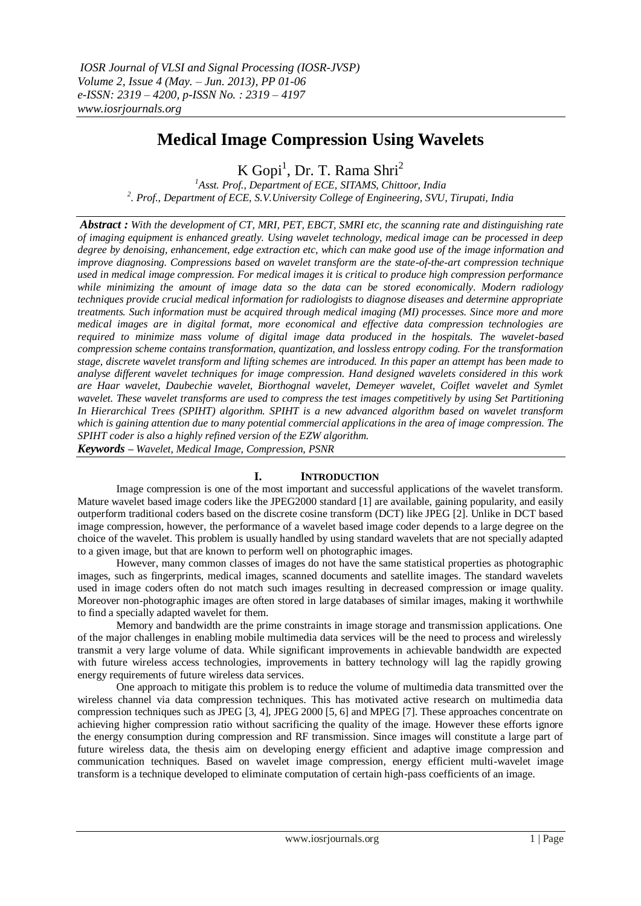# Medical Image Compression Using Wavelets

K Gopi[1], Dr. T. Rama Shri[2]

[1]*Asst. Prof., Department of ECE, SITAMS, Chittoor, India*
[2]*. Prof., Department of ECE, S.V.University College of Engineering, SVU, Tirupati, India*

***Abstract :*** *With the development of CT, MRI, PET, EBCT, SMRI etc, the scanning rate and distinguishing rate of imaging equipment is enhanced greatly. Using wavelet technology, medical image can be processed in deep degree by denoising, enhancement, edge extraction etc, which can make good use of the image information and improve diagnosing. Compressions based on wavelet transform are the state-of-the-art compression technique used in medical image compression. For medical images it is critical to produce high compression performance while minimizing the amount of image data so the data can be stored economically. Modern radiology techniques provide crucial medical information for radiologists to diagnose diseases and determine appropriate treatments. Such information must be acquired through medical imaging (MI) processes. Since more and more medical images are in digital format, more economical and effective data compression technologies are required to minimize mass volume of digital image data produced in the hospitals. The wavelet-based compression scheme contains transformation, quantization, and lossless entropy coding. For the transformation stage, discrete wavelet transform and lifting schemes are introduced. In this paper an attempt has been made to analyse different wavelet techniques for image compression. Hand designed wavelets considered in this work are Haar wavelet, Daubechie wavelet, Biorthognal wavelet, Demeyer wavelet, Coiflet wavelet and Symlet wavelet. These wavelet transforms are used to compress the test images competitively by using Set Partitioning In Hierarchical Trees (SPIHT) algorithm. SPIHT is a new advanced algorithm based on wavelet transform which is gaining attention due to many potential commercial applications in the area of image compression. The SPIHT coder is also a highly refined version of the EZW algorithm.*

***Keywords*** *– Wavelet, Medical Image, Compression, PSNR*

## I. Introduction

Image compression is one of the most important and successful applications of the wavelet transform. Mature wavelet based image coders like the JPEG2000 standard [1] are available, gaining popularity, and easily outperform traditional coders based on the discrete cosine transform (DCT) like JPEG [2]. Unlike in DCT based image compression, however, the performance of a wavelet based image coder depends to a large degree on the choice of the wavelet. This problem is usually handled by using standard wavelets that are not specially adapted to a given image, but that are known to perform well on photographic images.

However, many common classes of images do not have the same statistical properties as photographic images, such as fingerprints, medical images, scanned documents and satellite images. The standard wavelets used in image coders often do not match such images resulting in decreased compression or image quality. Moreover non-photographic images are often stored in large databases of similar images, making it worthwhile to find a specially adapted wavelet for them.

Memory and bandwidth are the prime constraints in image storage and transmission applications. One of the major challenges in enabling mobile multimedia data services will be the need to process and wirelessly transmit a very large volume of data. While significant improvements in achievable bandwidth are expected with future wireless access technologies, improvements in battery technology will lag the rapidly growing energy requirements of future wireless data services.

One approach to mitigate this problem is to reduce the volume of multimedia data transmitted over the wireless channel via data compression techniques. This has motivated active research on multimedia data compression techniques such as JPEG [3, 4], JPEG 2000 [5, 6] and MPEG [7]. These approaches concentrate on achieving higher compression ratio without sacrificing the quality of the image. However these efforts ignore the energy consumption during compression and RF transmission. Since images will constitute a large part of future wireless data, the thesis aim on developing energy efficient and adaptive image compression and communication techniques. Based on wavelet image compression, energy efficient multi-wavelet image transform is a technique developed to eliminate computation of certain high-pass coefficients of an image.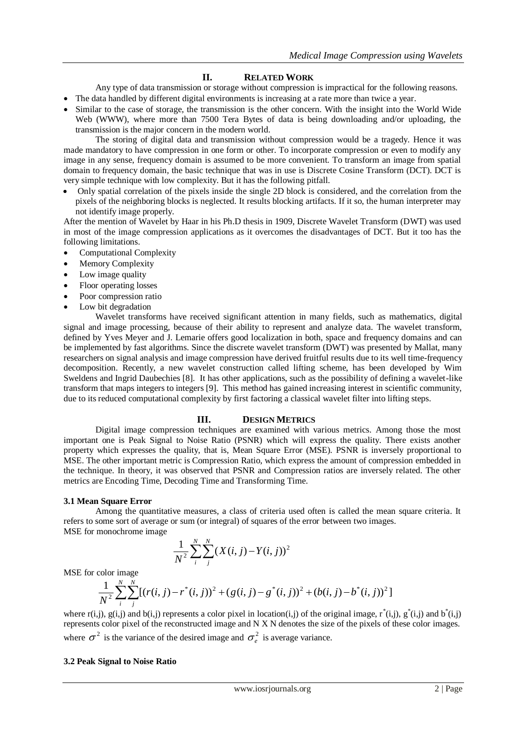## II. RELATED WORK

Any type of data transmission or storage without compression is impractical for the following reasons.

- The data handled by different digital environments is increasing at a rate more than twice a year.
- Similar to the case of storage, the transmission is the other concern. With the insight into the World Wide Web (WWW), where more than 7500 Tera Bytes of data is being downloading and/or uploading, the transmission is the major concern in the modern world.

The storing of digital data and transmission without compression would be a tragedy. Hence it was made mandatory to have compression in one form or other. To incorporate compression or even to modify any image in any sense, frequency domain is assumed to be more convenient. To transform an image from spatial domain to frequency domain, the basic technique that was in use is Discrete Cosine Transform (DCT). DCT is very simple technique with low complexity. But it has the following pitfall.

- Only spatial correlation of the pixels inside the single 2D block is considered, and the correlation from the pixels of the neighboring blocks is neglected. It results blocking artifacts. If it so, the human interpreter may not identify image properly.

After the mention of Wavelet by Haar in his Ph.D thesis in 1909, Discrete Wavelet Transform (DWT) was used in most of the image compression applications as it overcomes the disadvantages of DCT. But it too has the following limitations.

- Computational Complexity
- Memory Complexity
- Low image quality
- Floor operating losses
- Poor compression ratio
- Low bit degradation

Wavelet transforms have received significant attention in many fields, such as mathematics, digital signal and image processing, because of their ability to represent and analyze data. The wavelet transform, defined by Yves Meyer and J. Lemarie offers good localization in both, space and frequency domains and can be implemented by fast algorithms. Since the discrete wavelet transform (DWT) was presented by Mallat, many researchers on signal analysis and image compression have derived fruitful results due to its well time-frequency decomposition. Recently, a new wavelet construction called lifting scheme, has been developed by Wim Sweldens and Ingrid Daubechies [8]. It has other applications, such as the possibility of defining a wavelet-like transform that maps integers to integers [9]. This method has gained increasing interest in scientific community, due to its reduced computational complexity by first factoring a classical wavelet filter into lifting steps.

## III. DESIGN METRICS

Digital image compression techniques are examined with various metrics. Among those the most important one is Peak Signal to Noise Ratio (PSNR) which will express the quality. There exists another property which expresses the quality, that is, Mean Square Error (MSE). PSNR is inversely proportional to MSE. The other important metric is Compression Ratio, which express the amount of compression embedded in the technique. In theory, it was observed that PSNR and Compression ratios are inversely related. The other metrics are Encoding Time, Decoding Time and Transforming Time.

### 3.1 Mean Square Error

Among the quantitative measures, a class of criteria used often is called the mean square criteria. It refers to some sort of average or sum (or integral) of squares of the error between two images.

MSE for monochrome image

$$\frac{1}{N^2}\sum_{i}^{N}\sum_{j}^{N}(X(i,j)-Y(i,j))^2$$

MSE for color image

$$\frac{1}{N^2}\sum_{i}^{N}\sum_{j}^{N}[(r(i,j)-r^*(i,j))^2+(g(i,j)-g^*(i,j))^2+(b(i,j)-b^*(i,j))^2]$$

where r(i,j), g(i,j) and b(i,j) represents a color pixel in location(i,j) of the original image, $r^*(i,j)$, $g^*(i,j)$ and $b^*(i,j)$ represents color pixel of the reconstructed image and N X N denotes the size of the pixels of these color images.

where $\sigma^2$ is the variance of the desired image and $\sigma_e^2$ is average variance.

### 3.2 Peak Signal to Noise Ratio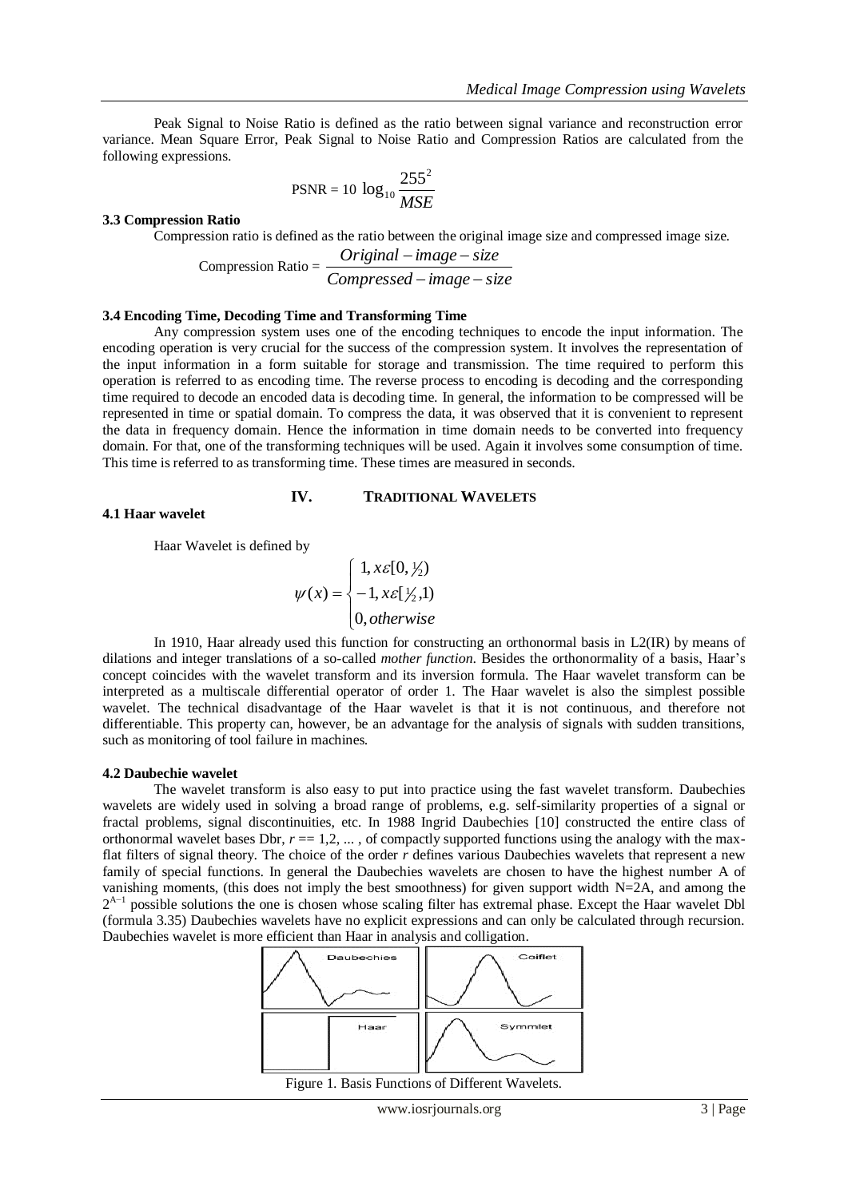Peak Signal to Noise Ratio is defined as the ratio between signal variance and reconstruction error variance. Mean Square Error, Peak Signal to Noise Ratio and Compression Ratios are calculated from the following expressions.

$$\text{PSNR} = 10\ \log_{10} \frac{255^2}{MSE}$$

### 3.3 Compression Ratio

Compression ratio is defined as the ratio between the original image size and compressed image size.

$$\text{Compression Ratio} = \frac{Original - image - size}{Compressed - image - size}$$

### 3.4 Encoding Time, Decoding Time and Transforming Time

Any compression system uses one of the encoding techniques to encode the input information. The encoding operation is very crucial for the success of the compression system. It involves the representation of the input information in a form suitable for storage and transmission. The time required to perform this operation is referred to as encoding time. The reverse process to encoding is decoding and the corresponding time required to decode an encoded data is decoding time. In general, the information to be compressed will be represented in time or spatial domain. To compress the data, it was observed that it is convenient to represent the data in frequency domain. Hence the information in time domain needs to be converted into frequency domain. For that, one of the transforming techniques will be used. Again it involves some consumption of time. This time is referred to as transforming time. These times are measured in seconds.

## IV. TRADITIONAL WAVELETS

### 4.1 Haar wavelet

Haar Wavelet is defined by

$$\psi(x) = \begin{cases} 1, x\varepsilon[0, \frac{1}{2}) \\ -1, x\varepsilon[\frac{1}{2}, 1) \\ 0, otherwise \end{cases}$$

In 1910, Haar already used this function for constructing an orthonormal basis in L2(IR) by means of dilations and integer translations of a so-called *mother function*. Besides the orthonormality of a basis, Haar's concept coincides with the wavelet transform and its inversion formula. The Haar wavelet transform can be interpreted as a multiscale differential operator of order 1. The Haar wavelet is also the simplest possible wavelet. The technical disadvantage of the Haar wavelet is that it is not continuous, and therefore not differentiable. This property can, however, be an advantage for the analysis of signals with sudden transitions, such as monitoring of tool failure in machines.

### 4.2 Daubechie wavelet

The wavelet transform is also easy to put into practice using the fast wavelet transform. Daubechies wavelets are widely used in solving a broad range of problems, e.g. self-similarity properties of a signal or fractal problems, signal discontinuities, etc. In 1988 Ingrid Daubechies [10] constructed the entire class of orthonormal wavelet bases Dbr, $r == 1,2, \ldots$ , of compactly supported functions using the analogy with the max-flat filters of signal theory. The choice of the order *r* defines various Daubechies wavelets that represent a new family of special functions. In general the Daubechies wavelets are chosen to have the highest number A of vanishing moments, (this does not imply the best smoothness) for given support width N=2A, and among the $2^{A-1}$ possible solutions the one is chosen whose scaling filter has extremal phase. Except the Haar wavelet Dbl (formula 3.35) Daubechies wavelets have no explicit expressions and can only be calculated through recursion. Daubechies wavelet is more efficient than Haar in analysis and colligation.

Figure 1. Basis Functions of Different Wavelets.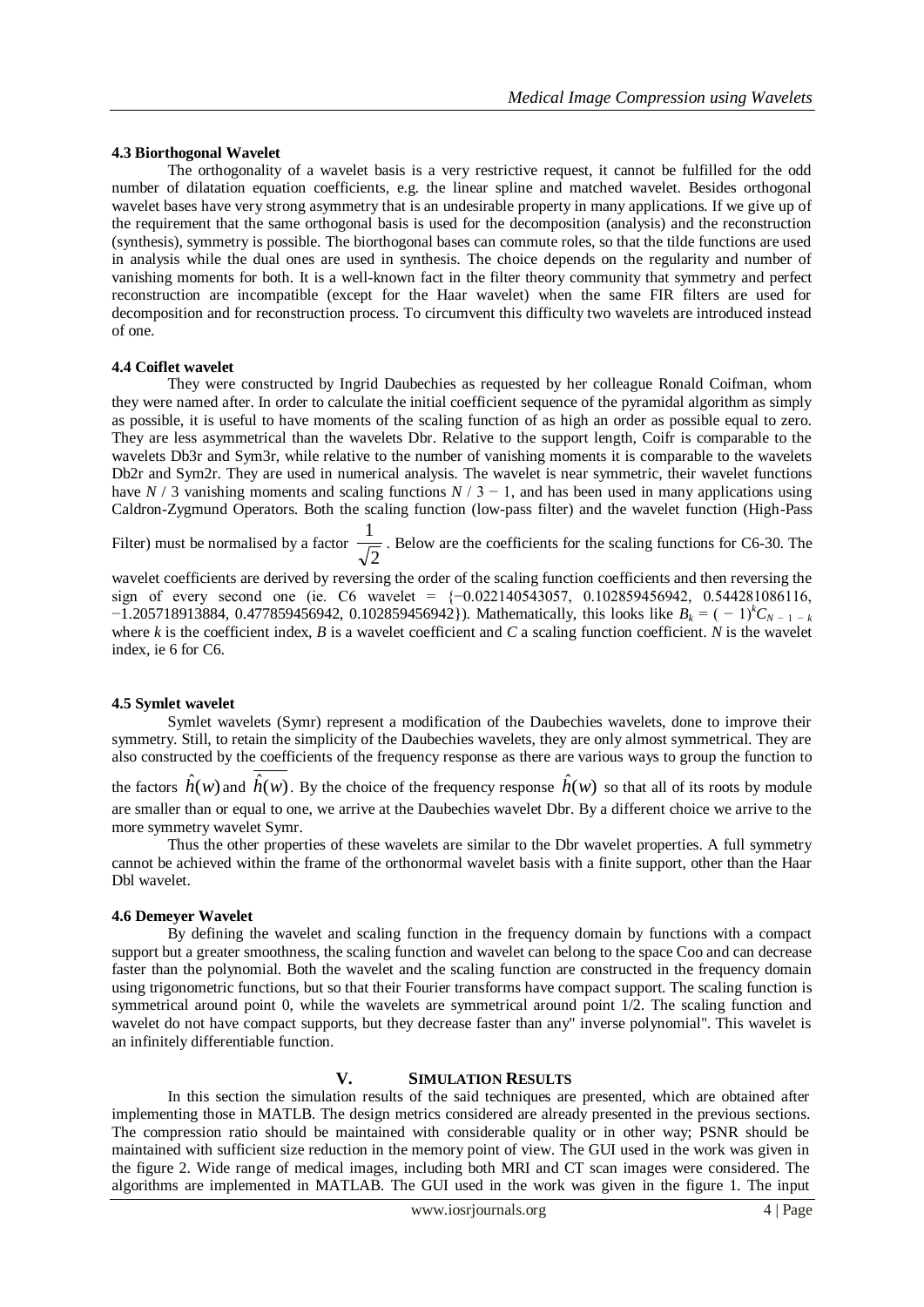### 4.3 Biorthogonal Wavelet

The orthogonality of a wavelet basis is a very restrictive request, it cannot be fulfilled for the odd number of dilatation equation coefficients, e.g. the linear spline and matched wavelet. Besides orthogonal wavelet bases have very strong asymmetry that is an undesirable property in many applications. If we give up of the requirement that the same orthogonal basis is used for the decomposition (analysis) and the reconstruction (synthesis), symmetry is possible. The biorthogonal bases can commute roles, so that the tilde functions are used in analysis while the dual ones are used in synthesis. The choice depends on the regularity and number of vanishing moments for both. It is a well-known fact in the filter theory community that symmetry and perfect reconstruction are incompatible (except for the Haar wavelet) when the same FIR filters are used for decomposition and for reconstruction process. To circumvent this difficulty two wavelets are introduced instead of one.

### 4.4 Coiflet wavelet

They were constructed by Ingrid Daubechies as requested by her colleague Ronald Coifman, whom they were named after. In order to calculate the initial coefficient sequence of the pyramidal algorithm as simply as possible, it is useful to have moments of the scaling function of as high an order as possible equal to zero. They are less asymmetrical than the wavelets Dbr. Relative to the support length, Coifr is comparable to the wavelets Db3r and Sym3r, while relative to the number of vanishing moments it is comparable to the wavelets Db2r and Sym2r. They are used in numerical analysis. The wavelet is near symmetric, their wavelet functions have $N / 3$ vanishing moments and scaling functions $N / 3 - 1$, and has been used in many applications using Caldron-Zygmund Operators. Both the scaling function (low-pass filter) and the wavelet function (High-Pass Filter) must be normalised by a factor $\frac{1}{\sqrt{2}}$. Below are the coefficients for the scaling functions for C6-30. The wavelet coefficients are derived by reversing the order of the scaling function coefficients and then reversing the sign of every second one (ie. C6 wavelet = {−0.022140543057, 0.102859456942, 0.544281086116, −1.205718913884, 0.477859456942, 0.102859456942}). Mathematically, this looks like $B_k = (-1)^k C_{N-1-k}$ where $k$ is the coefficient index, $B$ is a wavelet coefficient and $C$ a scaling function coefficient. $N$ is the wavelet index, ie 6 for C6.

### 4.5 Symlet wavelet

Symlet wavelets (Symr) represent a modification of the Daubechies wavelets, done to improve their symmetry. Still, to retain the simplicity of the Daubechies wavelets, they are only almost symmetrical. They are also constructed by the coefficients of the frequency response as there are various ways to group the function to the factors $\hat{h}(w)$ and $\overline{\hat{h}(w)}$. By the choice of the frequency response $\hat{h}(w)$ so that all of its roots by module are smaller than or equal to one, we arrive at the Daubechies wavelet Dbr. By a different choice we arrive to the more symmetry wavelet Symr.

Thus the other properties of these wavelets are similar to the Dbr wavelet properties. A full symmetry cannot be achieved within the frame of the orthonormal wavelet basis with a finite support, other than the Haar Dbl wavelet.

### 4.6 Demeyer Wavelet

By defining the wavelet and scaling function in the frequency domain by functions with a compact support but a greater smoothness, the scaling function and wavelet can belong to the space Coo and can decrease faster than the polynomial. Both the wavelet and the scaling function are constructed in the frequency domain using trigonometric functions, but so that their Fourier transforms have compact support. The scaling function is symmetrical around point 0, while the wavelets are symmetrical around point 1/2. The scaling function and wavelet do not have compact supports, but they decrease faster than any" inverse polynomial". This wavelet is an infinitely differentiable function.

## V. Simulation Results

In this section the simulation results of the said techniques are presented, which are obtained after implementing those in MATLB. The design metrics considered are already presented in the previous sections. The compression ratio should be maintained with considerable quality or in other way; PSNR should be maintained with sufficient size reduction in the memory point of view. The GUI used in the work was given in the figure 2. Wide range of medical images, including both MRI and CT scan images were considered. The algorithms are implemented in MATLAB. The GUI used in the work was given in the figure 1. The input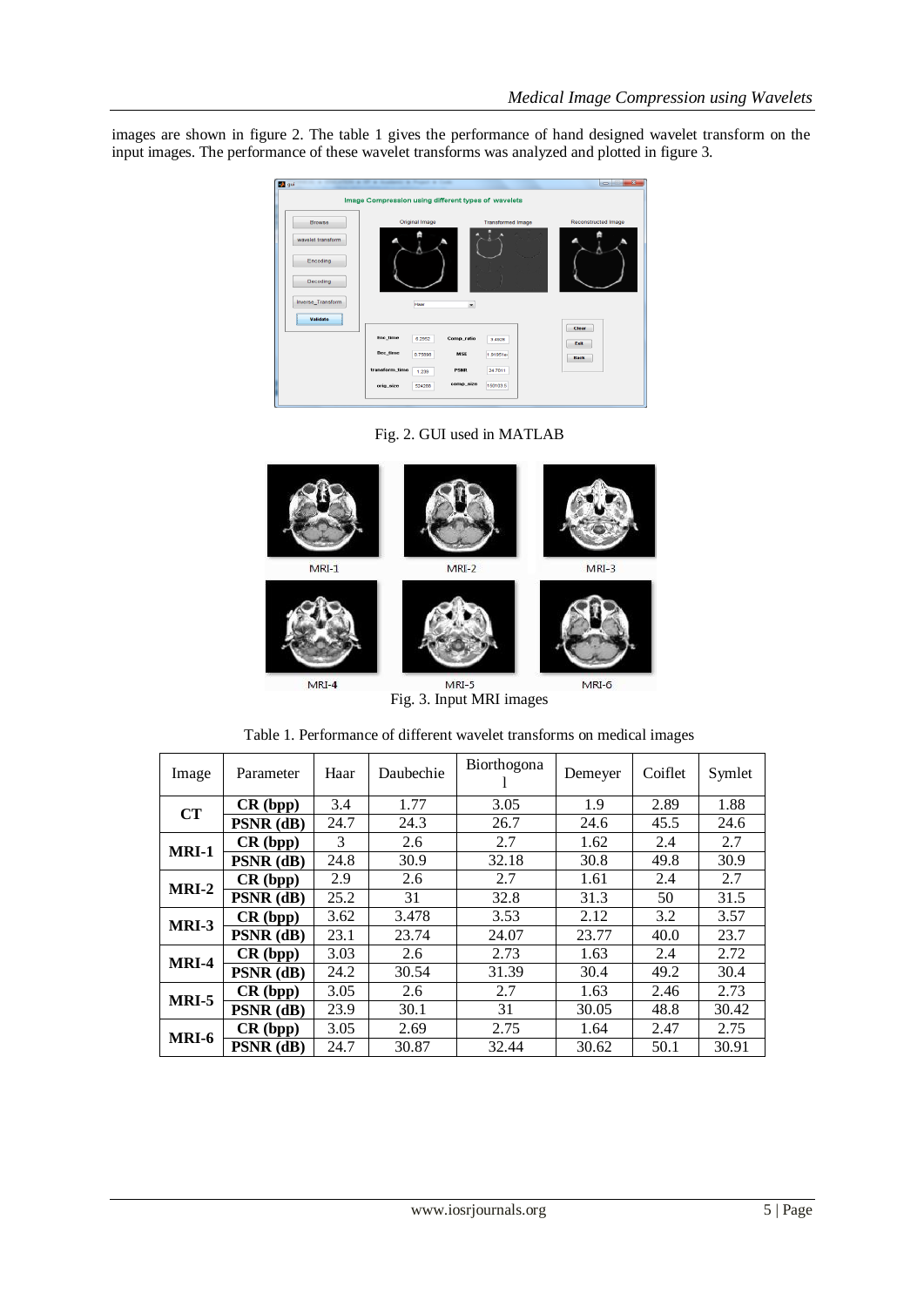images are shown in figure 2. The table 1 gives the performance of hand designed wavelet transform on the input images. The performance of these wavelet transforms was analyzed and plotted in figure 3.

Fig. 2. GUI used in MATLAB

Fig. 3. Input MRI images

Table 1. Performance of different wavelet transforms on medical images

| Image | Parameter | Haar | Daubechie | Biorthogonal | Demeyer | Coiflet | Symlet |
|---|---|---|---|---|---|---|---|
| **CT** | **CR (bpp)** | 3.4 | 1.77 | 3.05 | 1.9 | 2.89 | 1.88 |
| | **PSNR (dB)** | 24.7 | 24.3 | 26.7 | 24.6 | 45.5 | 24.6 |
| **MRI-1** | **CR (bpp)** | 3 | 2.6 | 2.7 | 1.62 | 2.4 | 2.7 |
| | **PSNR (dB)** | 24.8 | 30.9 | 32.18 | 30.8 | 49.8 | 30.9 |
| **MRI-2** | **CR (bpp)** | 2.9 | 2.6 | 2.7 | 1.61 | 2.4 | 2.7 |
| | **PSNR (dB)** | 25.2 | 31 | 32.8 | 31.3 | 50 | 31.5 |
| **MRI-3** | **CR (bpp)** | 3.62 | 3.478 | 3.53 | 2.12 | 3.2 | 3.57 |
| | **PSNR (dB)** | 23.1 | 23.74 | 24.07 | 23.77 | 40.0 | 23.7 |
| **MRI-4** | **CR (bpp)** | 3.03 | 2.6 | 2.73 | 1.63 | 2.4 | 2.72 |
| | **PSNR (dB)** | 24.2 | 30.54 | 31.39 | 30.4 | 49.2 | 30.4 |
| **MRI-5** | **CR (bpp)** | 3.05 | 2.6 | 2.7 | 1.63 | 2.46 | 2.73 |
| | **PSNR (dB)** | 23.9 | 30.1 | 31 | 30.05 | 48.8 | 30.42 |
| **MRI-6** | **CR (bpp)** | 3.05 | 2.69 | 2.75 | 1.64 | 2.47 | 2.75 |
| | **PSNR (dB)** | 24.7 | 30.87 | 32.44 | 30.62 | 50.1 | 30.91 |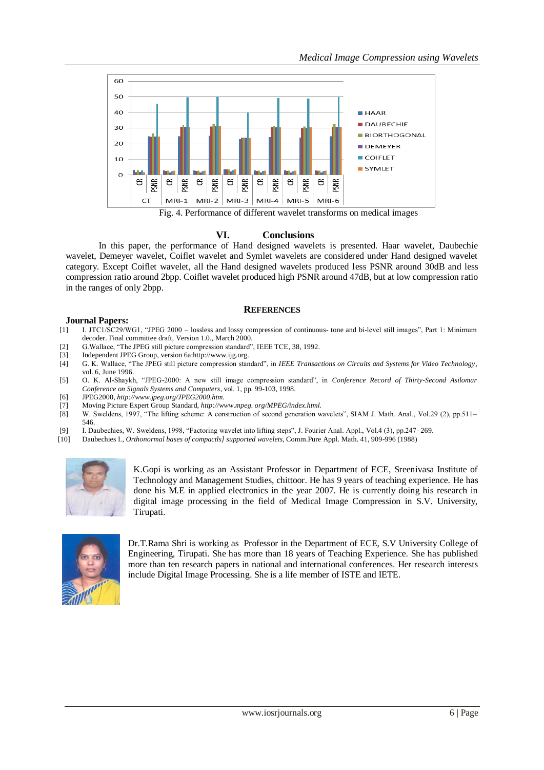60
50
40
30
20
10
0

CR PSNR CR PSNR CR PSNR CR PSNR CR PSNR CR PSNR CR PSNR

CT MRI-1 MRI-2 MRI-3 MRI-4 MRI-5 MRI-6

HAAR
DAUBECHIE
BIORTHOGONAL
DEMEYER
COIFLET
SYMLET

Fig. 4. Performance of different wavelet transforms on medical images

## VI. Conclusions

In this paper, the performance of Hand designed wavelets is presented. Haar wavelet, Daubechie wavelet, Demeyer wavelet, Coiflet wavelet and Symlet wavelets are considered under Hand designed wavelet category. Except Coiflet wavelet, all the Hand designed wavelets produced less PSNR around 30dB and less compression ratio around 2bpp. Coiflet wavelet produced high PSNR around 47dB, but at low compression ratio in the ranges of only 2bpp.

## REFERENCES

**Journal Papers:**

[1] I. JTC1/SC29/WG1, "JPEG 2000 – lossless and lossy compression of continuous- tone and bi-level still images", Part 1: Minimum decoder. Final committee draft, Version 1.0., March 2000.

[2] G.Wallace, "The JPEG still picture compression standard", IEEE TCE, 38, 1992.

[3] Independent JPEG Group, version 6a:http://www.ijg.org.

[4] G. K. Wallace, "The JPEG still picture compression standard", in *IEEE Transactions on Circuits and Systems for Video Technology*, vol. 6, June 1996.

[5] O. K. Al-Shaykh, "JPEG-2000: A new still image compression standard", in *Conference Record of Thirty-Second Asilomar Conference on Signals Systems and Computers*, vol. 1, pp. 99-103, 1998.

[6] JPEG2000, *http://www.jpeg.org/JPEG2000.htm.*

[7] Moving Picture Expert Group Standard, *http://www.mpeg. org/MPEG/index.html.*

[8] W. Sweldens, 1997, "The lifting scheme: A construction of second generation wavelets", SIAM J. Math. Anal., Vol.29 (2), pp.511–546.

[9] I. Daubechies, W. Sweldens, 1998, "Factoring wavelet into lifting steps", J. Fourier Anal. Appl., Vol.4 (3), pp.247–269.

[10] Daubechies I., *Orthonormal bases of compactls] supported wavelets*, Comm.Pure Appl. Math. 41, 909-996 (1988)

K.Gopi is working as an Assistant Professor in Department of ECE, Sreenivasa Institute of Technology and Management Studies, chittoor. He has 9 years of teaching experience. He has done his M.E in applied electronics in the year 2007. He is currently doing his research in digital image processing in the field of Medical Image Compression in S.V. University, Tirupati.

Dr.T.Rama Shri is working as Professor in the Department of ECE, S.V University College of Engineering, Tirupati. She has more than 18 years of Teaching Experience. She has published more than ten research papers in national and international conferences. Her research interests include Digital Image Processing. She is a life member of ISTE and IETE.